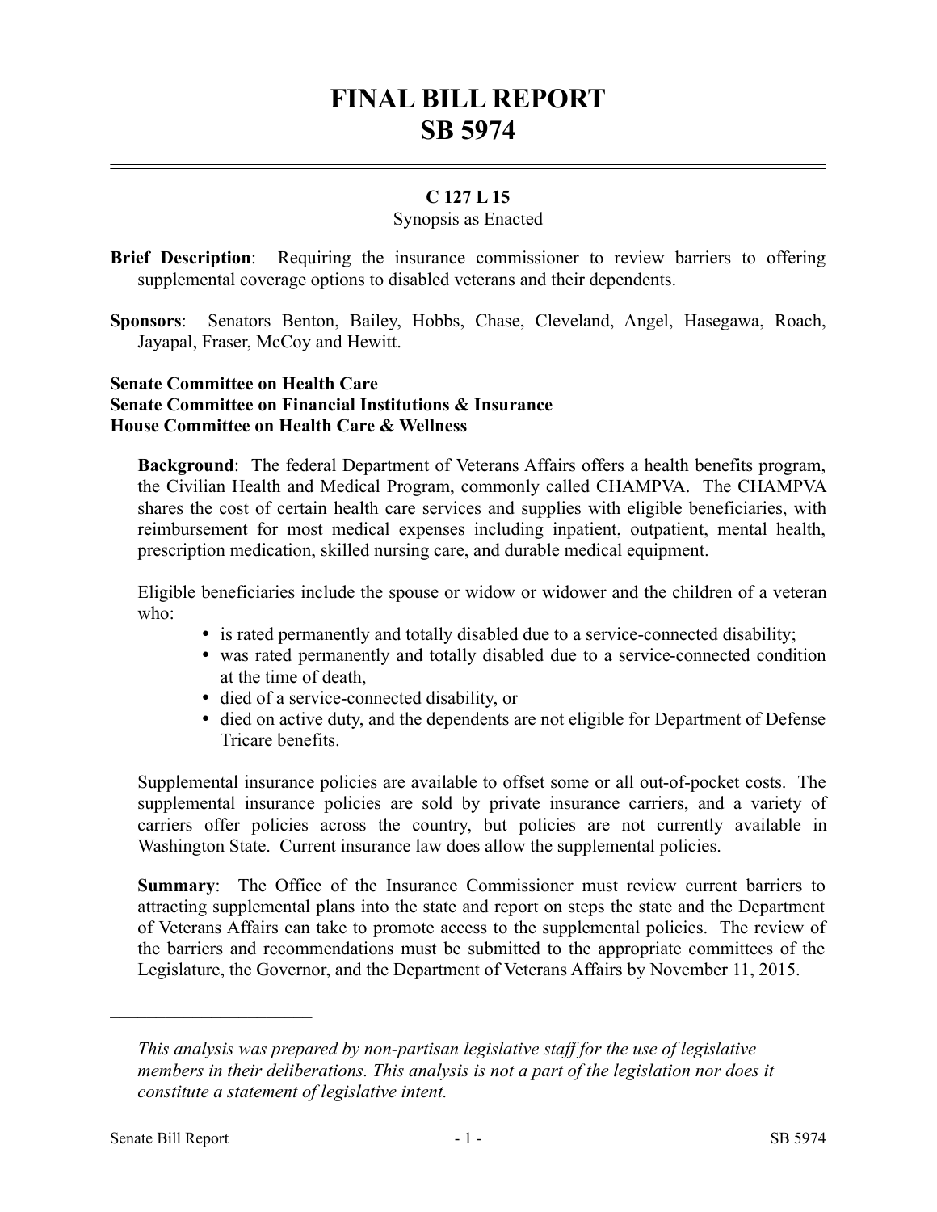# FINAL BILL REPORT
# SB 5974

**C 127 L 15**

Synopsis as Enacted

**Brief Description**: Requiring the insurance commissioner to review barriers to offering supplemental coverage options to disabled veterans and their dependents.

**Sponsors**: Senators Benton, Bailey, Hobbs, Chase, Cleveland, Angel, Hasegawa, Roach, Jayapal, Fraser, McCoy and Hewitt.

**Senate Committee on Health Care**
**Senate Committee on Financial Institutions & Insurance**
**House Committee on Health Care & Wellness**

**Background**: The federal Department of Veterans Affairs offers a health benefits program, the Civilian Health and Medical Program, commonly called CHAMPVA. The CHAMPVA shares the cost of certain health care services and supplies with eligible beneficiaries, with reimbursement for most medical expenses including inpatient, outpatient, mental health, prescription medication, skilled nursing care, and durable medical equipment.

Eligible beneficiaries include the spouse or widow or widower and the children of a veteran who:

- is rated permanently and totally disabled due to a service-connected disability;
- was rated permanently and totally disabled due to a service-connected condition at the time of death,
- died of a service-connected disability, or
- died on active duty, and the dependents are not eligible for Department of Defense Tricare benefits.

Supplemental insurance policies are available to offset some or all out-of-pocket costs. The supplemental insurance policies are sold by private insurance carriers, and a variety of carriers offer policies across the country, but policies are not currently available in Washington State. Current insurance law does allow the supplemental policies.

**Summary**: The Office of the Insurance Commissioner must review current barriers to attracting supplemental plans into the state and report on steps the state and the Department of Veterans Affairs can take to promote access to the supplemental policies. The review of the barriers and recommendations must be submitted to the appropriate committees of the Legislature, the Governor, and the Department of Veterans Affairs by November 11, 2015.

---

*This analysis was prepared by non-partisan legislative staff for the use of legislative members in their deliberations. This analysis is not a part of the legislation nor does it constitute a statement of legislative intent.*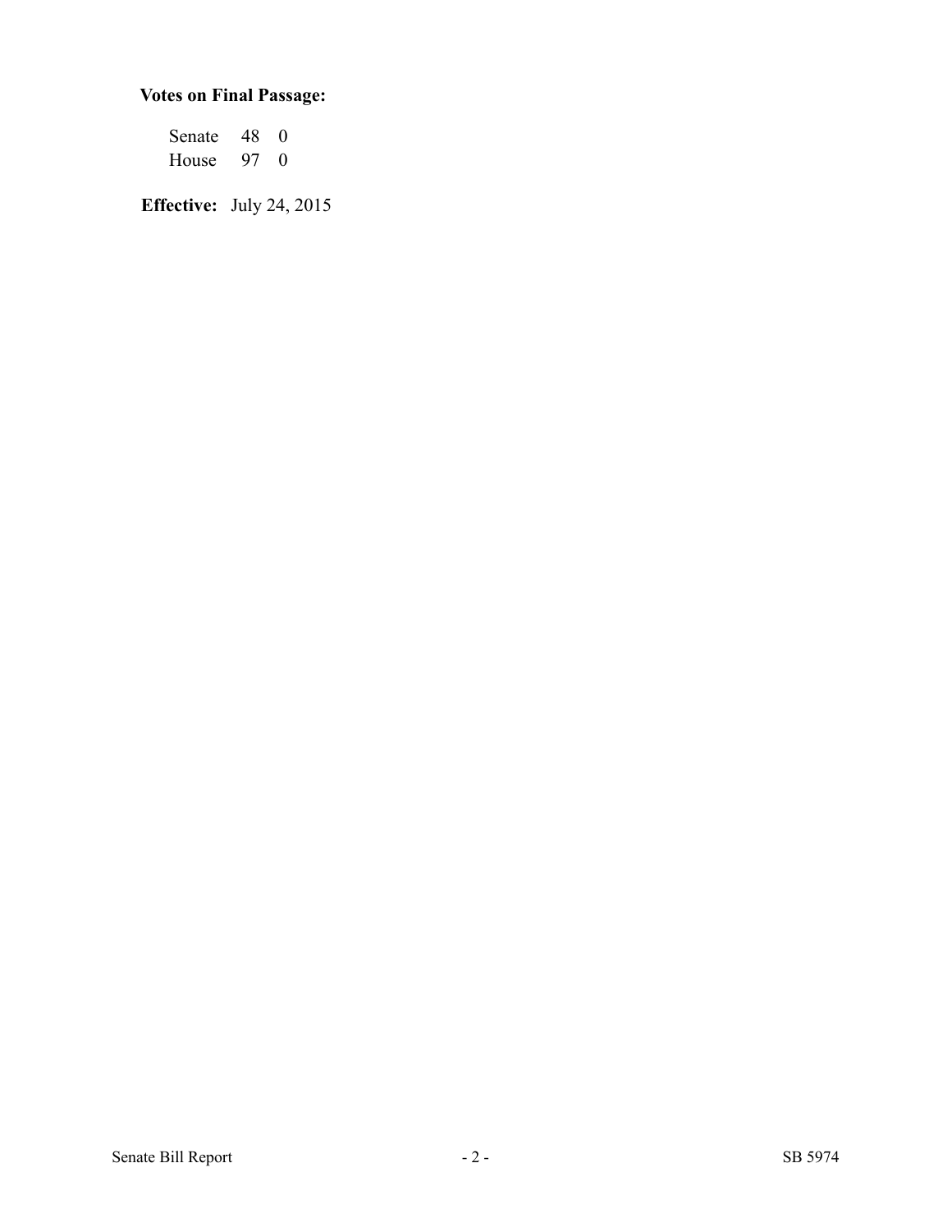**Votes on Final Passage:**

| | | |
|---|---|---|
| Senate | 48 | 0 |
| House | 97 | 0 |

**Effective:** July 24, 2015